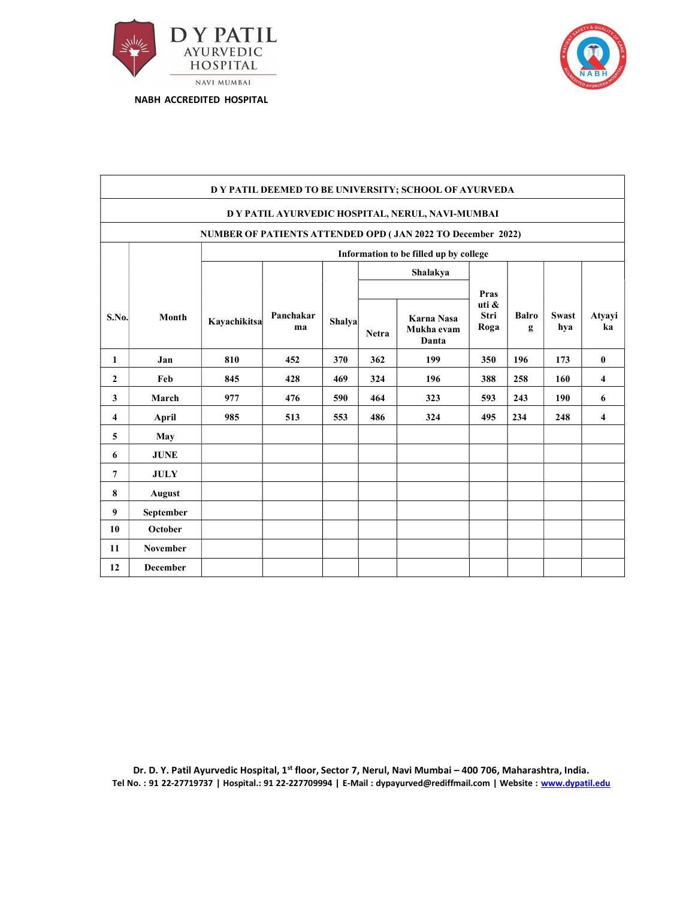D Y PATIL AYURVEDIC HOSPITAL
NAVI MUMBAI

NABH ACCREDITED HOSPITAL

| D Y PATIL DEEMED TO BE UNIVERSITY; SCHOOL OF AYURVEDA | | | | | | | | | | |
|---|---|---|---|---|---|---|---|---|---|---|
| D Y PATIL AYURVEDIC HOSPITAL, NERUL, NAVI-MUMBAI | | | | | | | | | | |
| NUMBER OF PATIENTS ATTENDED OPD ( JAN 2022 TO December 2022) | | | | | | | | | | |
| | | Information to be filled up by college | | | | | | | | |
| | | | | | Shalakya | | | | | |
| S.No. | Month | Kayachikitsa | Panchakarma | Shalya | Netra | Karna Nasa Mukha evam Danta | Prasuti & Stri Roga | Balrog | Swasthya | Atyayika |
| 1 | Jan | 810 | 452 | 370 | 362 | 199 | 350 | 196 | 173 | 0 |
| 2 | Feb | 845 | 428 | 469 | 324 | 196 | 388 | 258 | 160 | 4 |
| 3 | March | 977 | 476 | 590 | 464 | 323 | 593 | 243 | 190 | 6 |
| 4 | April | 985 | 513 | 553 | 486 | 324 | 495 | 234 | 248 | 4 |
| 5 | May | | | | | | | | | |
| 6 | JUNE | | | | | | | | | |
| 7 | JULY | | | | | | | | | |
| 8 | August | | | | | | | | | |
| 9 | September | | | | | | | | | |
| 10 | October | | | | | | | | | |
| 11 | November | | | | | | | | | |
| 12 | December | | | | | | | | | |

**Dr. D. Y. Patil Ayurvedic Hospital, 1st floor, Sector 7, Nerul, Navi Mumbai – 400 706, Maharashtra, India.**
**Tel No. : 91 22-27719737 | Hospital.: 91 22-227709994 | E-Mail : dypayurved@rediffmail.com | Website : www.dypatil.edu**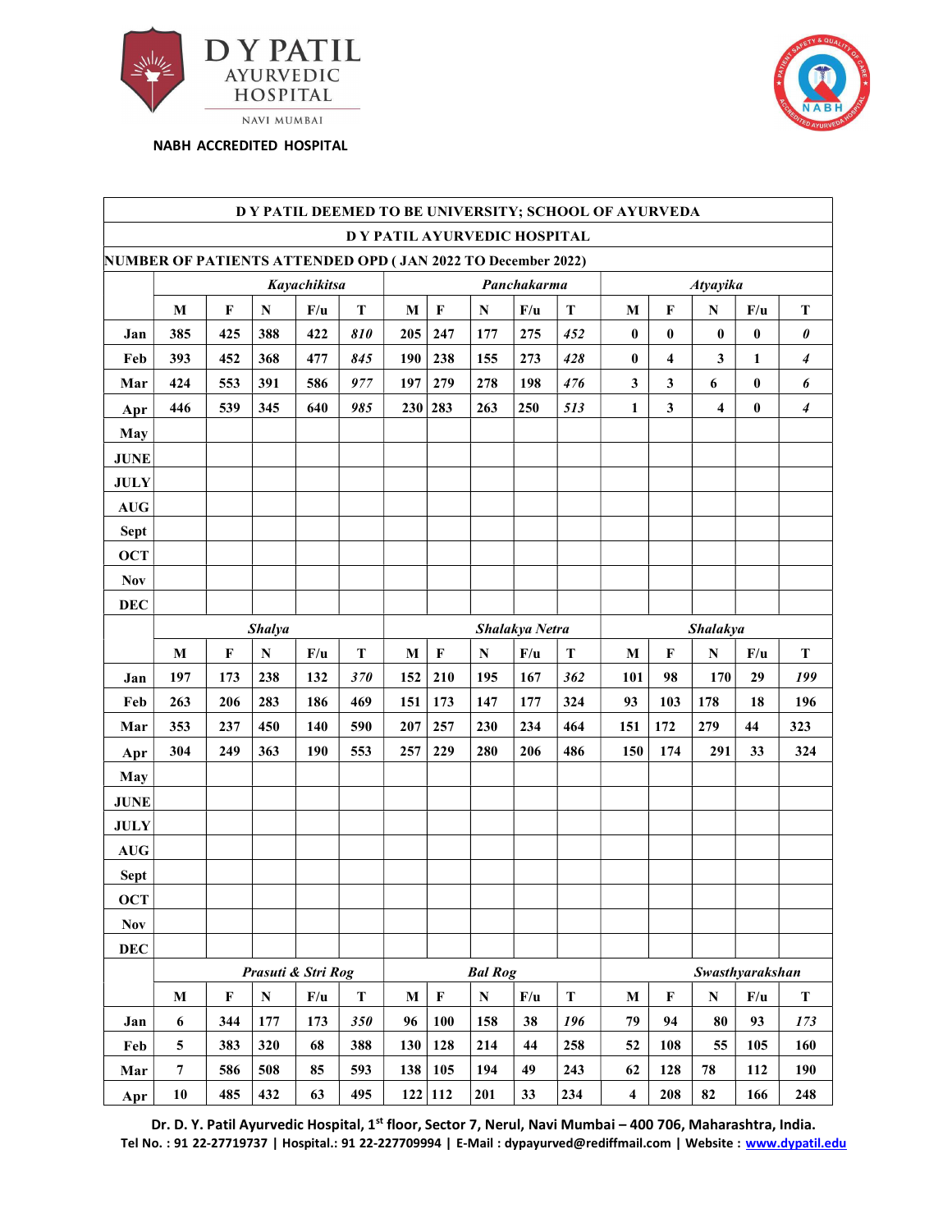**D Y PATIL AYURVEDIC HOSPITAL**
NAVI MUMBAI

**NABH ACCREDITED HOSPITAL**

| D Y PATIL DEEMED TO BE UNIVERSITY; SCHOOL OF AYURVEDA | | | | | | | | | | | | | | | |
|---|---|---|---|---|---|---|---|---|---|---|---|---|---|---|---|
| D Y PATIL AYURVEDIC HOSPITAL | | | | | | | | | | | | | | | |
| NUMBER OF PATIENTS ATTENDED OPD ( JAN 2022 TO December 2022) | | | | | | | | | | | | | | | |
| | *Kayachikitsa* | | | | | *Panchakarma* | | | | | *Atyayika* | | | | |
| | M | F | N | F/u | T | M | F | N | F/u | T | M | F | N | F/u | T |
| Jan | 385 | 425 | 388 | 422 | *810* | 205 | 247 | 177 | 275 | *452* | 0 | 0 | 0 | 0 | *0* |
| Feb | 393 | 452 | 368 | 477 | *845* | 190 | 238 | 155 | 273 | *428* | 0 | 4 | 3 | 1 | *4* |
| Mar | 424 | 553 | 391 | 586 | *977* | 197 | 279 | 278 | 198 | *476* | 3 | 3 | 6 | 0 | *6* |
| Apr | 446 | 539 | 345 | 640 | *985* | 230 | 283 | 263 | 250 | *513* | 1 | 3 | 4 | 0 | *4* |
| May | | | | | | | | | | | | | | | |
| JUNE | | | | | | | | | | | | | | | |
| JULY | | | | | | | | | | | | | | | |
| AUG | | | | | | | | | | | | | | | |
| Sept | | | | | | | | | | | | | | | |
| OCT | | | | | | | | | | | | | | | |
| Nov | | | | | | | | | | | | | | | |
| DEC | | | | | | | | | | | | | | | |
| | *Shalya* | | | | | *Shalakya Netra* | | | | | *Shalakya* | | | | |
| | M | F | N | F/u | T | M | F | N | F/u | T | M | F | N | F/u | T |
| Jan | 197 | 173 | 238 | 132 | *370* | 152 | 210 | 195 | 167 | *362* | 101 | 98 | 170 | 29 | *199* |
| Feb | 263 | 206 | 283 | 186 | 469 | 151 | 173 | 147 | 177 | 324 | 93 | 103 | 178 | 18 | 196 |
| Mar | 353 | 237 | 450 | 140 | 590 | 207 | 257 | 230 | 234 | 464 | 151 | 172 | 279 | 44 | 323 |
| Apr | 304 | 249 | 363 | 190 | 553 | 257 | 229 | 280 | 206 | 486 | 150 | 174 | 291 | 33 | 324 |
| May | | | | | | | | | | | | | | | |
| JUNE | | | | | | | | | | | | | | | |
| JULY | | | | | | | | | | | | | | | |
| AUG | | | | | | | | | | | | | | | |
| Sept | | | | | | | | | | | | | | | |
| OCT | | | | | | | | | | | | | | | |
| Nov | | | | | | | | | | | | | | | |
| DEC | | | | | | | | | | | | | | | |
| | *Prasuti & Stri Rog* | | | | | *Bal Rog* | | | | | *Swasthyarakshan* | | | | |
| | M | F | N | F/u | T | M | F | N | F/u | T | M | F | N | F/u | T |
| Jan | 6 | 344 | 177 | 173 | *350* | 96 | 100 | 158 | 38 | *196* | 79 | 94 | 80 | 93 | *173* |
| Feb | 5 | 383 | 320 | 68 | 388 | 130 | 128 | 214 | 44 | 258 | 52 | 108 | 55 | 105 | 160 |
| Mar | 7 | 586 | 508 | 85 | 593 | 138 | 105 | 194 | 49 | 243 | 62 | 128 | 78 | 112 | 190 |
| Apr | 10 | 485 | 432 | 63 | 495 | 122 | 112 | 201 | 33 | 234 | 4 | 208 | 82 | 166 | 248 |

**Dr. D. Y. Patil Ayurvedic Hospital, 1st floor, Sector 7, Nerul, Navi Mumbai – 400 706, Maharashtra, India.**
**Tel No. : 91 22-27719737 | Hospital.: 91 22-227709994 | E-Mail : dypayurved@rediffmail.com | Website : www.dypatil.edu**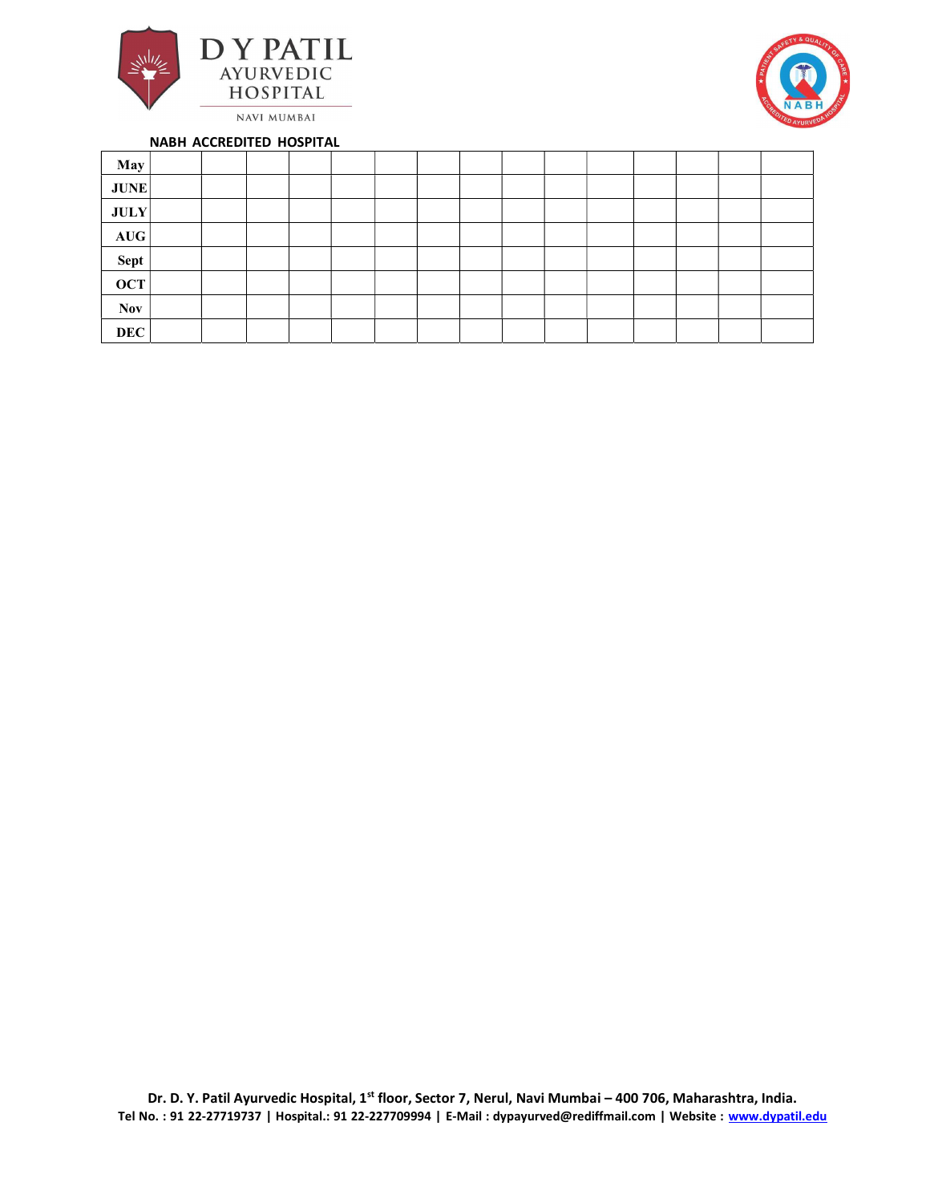| | | | | | | | | | | | | | | | |
|---|---|---|---|---|---|---|---|---|---|---|---|---|---|---|---|
| May | | | | | | | | | | | | | | | |
| JUNE | | | | | | | | | | | | | | | |
| JULY | | | | | | | | | | | | | | | |
| AUG | | | | | | | | | | | | | | | |
| Sept | | | | | | | | | | | | | | | |
| OCT | | | | | | | | | | | | | | | |
| Nov | | | | | | | | | | | | | | | |
| DEC | | | | | | | | | | | | | | | |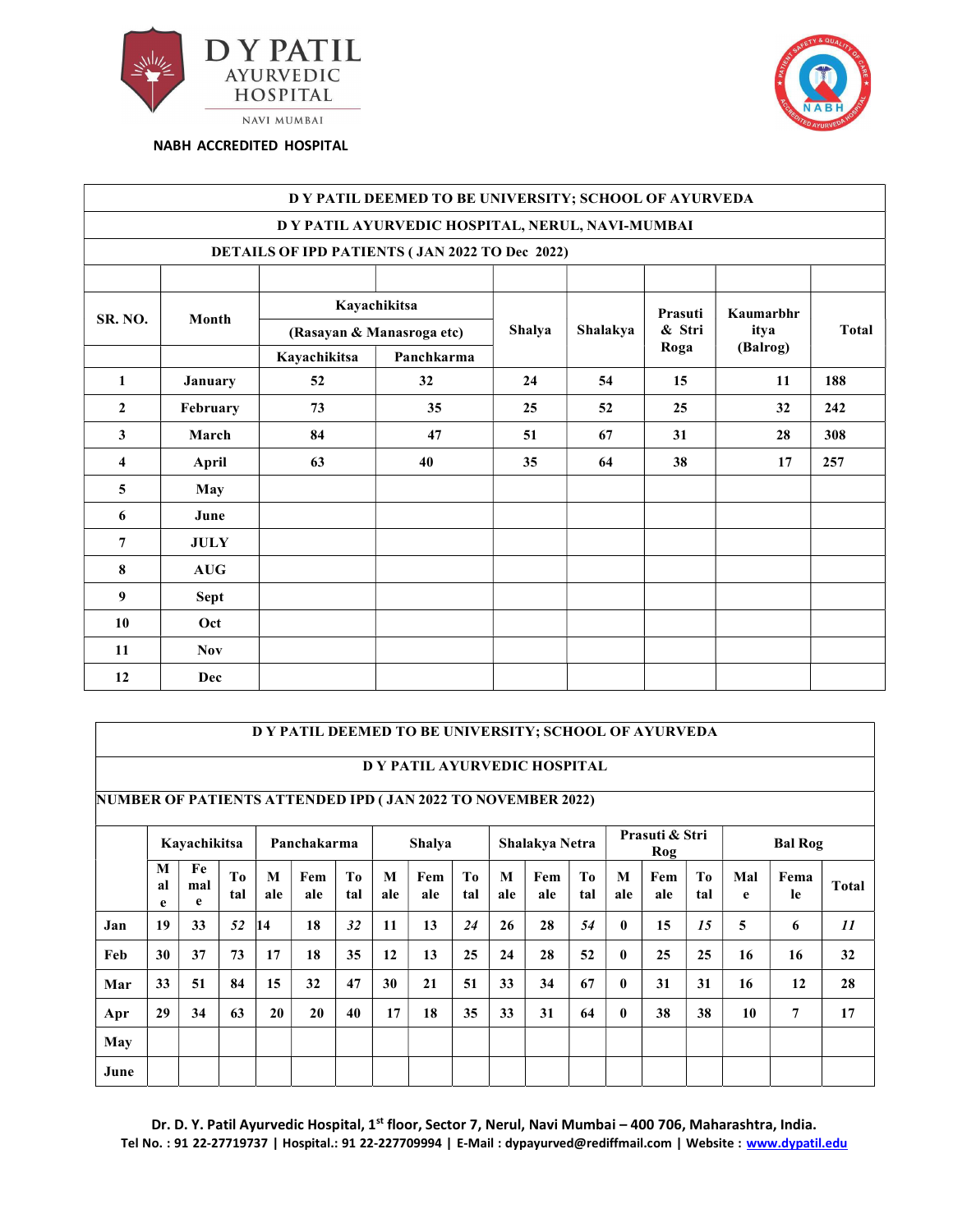D Y PATIL AYURVEDIC HOSPITAL
NAVI MUMBAI

**NABH ACCREDITED HOSPITAL**

| D Y PATIL DEEMED TO BE UNIVERSITY; SCHOOL OF AYURVEDA | | | | | | | | |
|---|---|---|---|---|---|---|---|---|
| D Y PATIL AYURVEDIC HOSPITAL, NERUL, NAVI-MUMBAI | | | | | | | | |
| DETAILS OF IPD PATIENTS ( JAN 2022 TO Dec 2022) | | | | | | | | |
| SR. NO. | Month | Kayachikitsa (Rasayan & Manasroga etc) | | Shalya | Shalakya | Prasuti & Stri Roga | Kaumarbhritya (Balrog) | Total |
| | | Kayachikitsa | Panchkarma | | | | | |
| 1 | January | 52 | 32 | 24 | 54 | 15 | 11 | 188 |
| 2 | February | 73 | 35 | 25 | 52 | 25 | 32 | 242 |
| 3 | March | 84 | 47 | 51 | 67 | 31 | 28 | 308 |
| 4 | April | 63 | 40 | 35 | 64 | 38 | 17 | 257 |
| 5 | May | | | | | | | |
| 6 | June | | | | | | | |
| 7 | JULY | | | | | | | |
| 8 | AUG | | | | | | | |
| 9 | Sept | | | | | | | |
| 10 | Oct | | | | | | | |
| 11 | Nov | | | | | | | |
| 12 | Dec | | | | | | | |

| D Y PATIL DEEMED TO BE UNIVERSITY; SCHOOL OF AYURVEDA | | | | | | | | | | | | | | | | | | |
|---|---|---|---|---|---|---|---|---|---|---|---|---|---|---|---|---|---|---|
| D Y PATIL AYURVEDIC HOSPITAL | | | | | | | | | | | | | | | | | | |
| NUMBER OF PATIENTS ATTENDED IPD ( JAN 2022 TO NOVEMBER 2022) | | | | | | | | | | | | | | | | | | |
| | Kayachikitsa | | | Panchakarma | | | Shalya | | | Shalakya Netra | | | Prasuti & Stri Rog | | | Bal Rog | | |
| | Male | Female | Total | Male | Female | Total | Male | Female | Total | Male | Female | Total | Male | Female | Total | Male | Female | Total |
| Jan | 19 | 33 | *52* | 14 | 18 | *32* | 11 | 13 | *24* | 26 | 28 | *54* | 0 | 15 | *15* | 5 | 6 | *11* |
| Feb | 30 | 37 | 73 | 17 | 18 | 35 | 12 | 13 | 25 | 24 | 28 | 52 | 0 | 25 | 25 | 16 | 16 | 32 |
| Mar | 33 | 51 | 84 | 15 | 32 | 47 | 30 | 21 | 51 | 33 | 34 | 67 | 0 | 31 | 31 | 16 | 12 | 28 |
| Apr | 29 | 34 | 63 | 20 | 20 | 40 | 17 | 18 | 35 | 33 | 31 | 64 | 0 | 38 | 38 | 10 | 7 | 17 |
| May | | | | | | | | | | | | | | | | | | |
| June | | | | | | | | | | | | | | | | | | |

Dr. D. Y. Patil Ayurvedic Hospital, 1st floor, Sector 7, Nerul, Navi Mumbai – 400 706, Maharashtra, India.
Tel No. : 91 22-27719737 | Hospital.: 91 22-227709994 | E-Mail : dypayurved@rediffmail.com | Website : www.dypatil.edu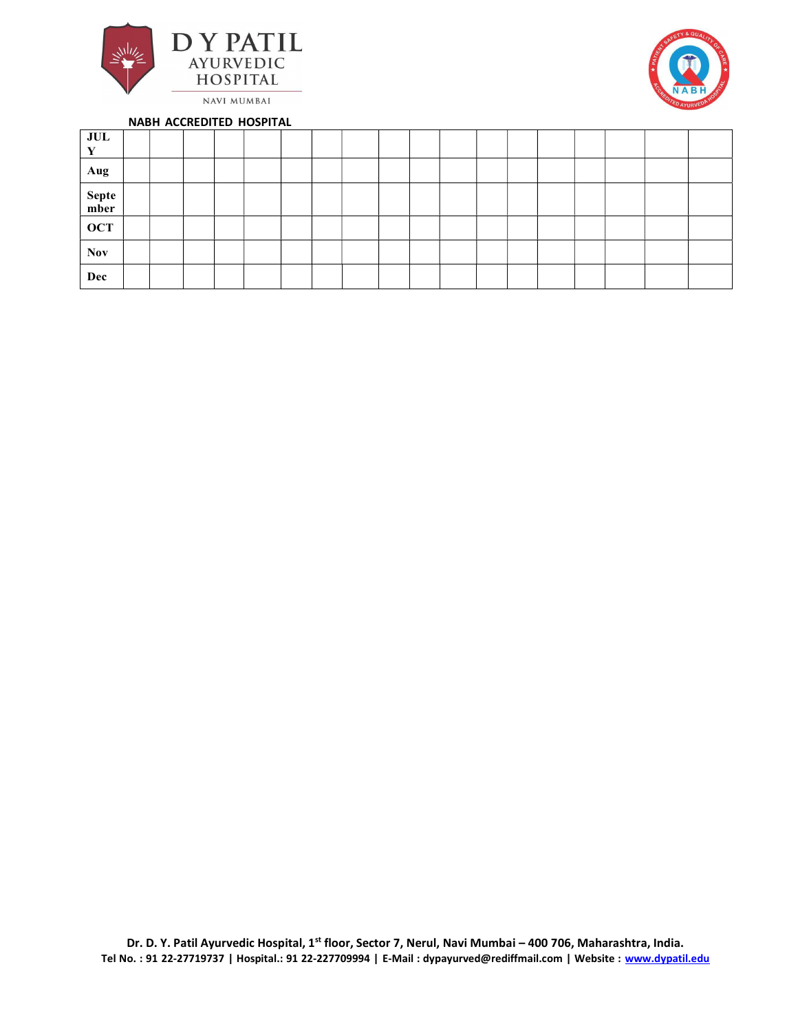| JULY | | | | | | | | | | | | | | | | | | |
|---|---|---|---|---|---|---|---|---|---|---|---|---|---|---|---|---|---|---|
| Aug | | | | | | | | | | | | | | | | | | |
| September | | | | | | | | | | | | | | | | | | |
| OCT | | | | | | | | | | | | | | | | | | |
| Nov | | | | | | | | | | | | | | | | | | |
| Dec | | | | | | | | | | | | | | | | | | |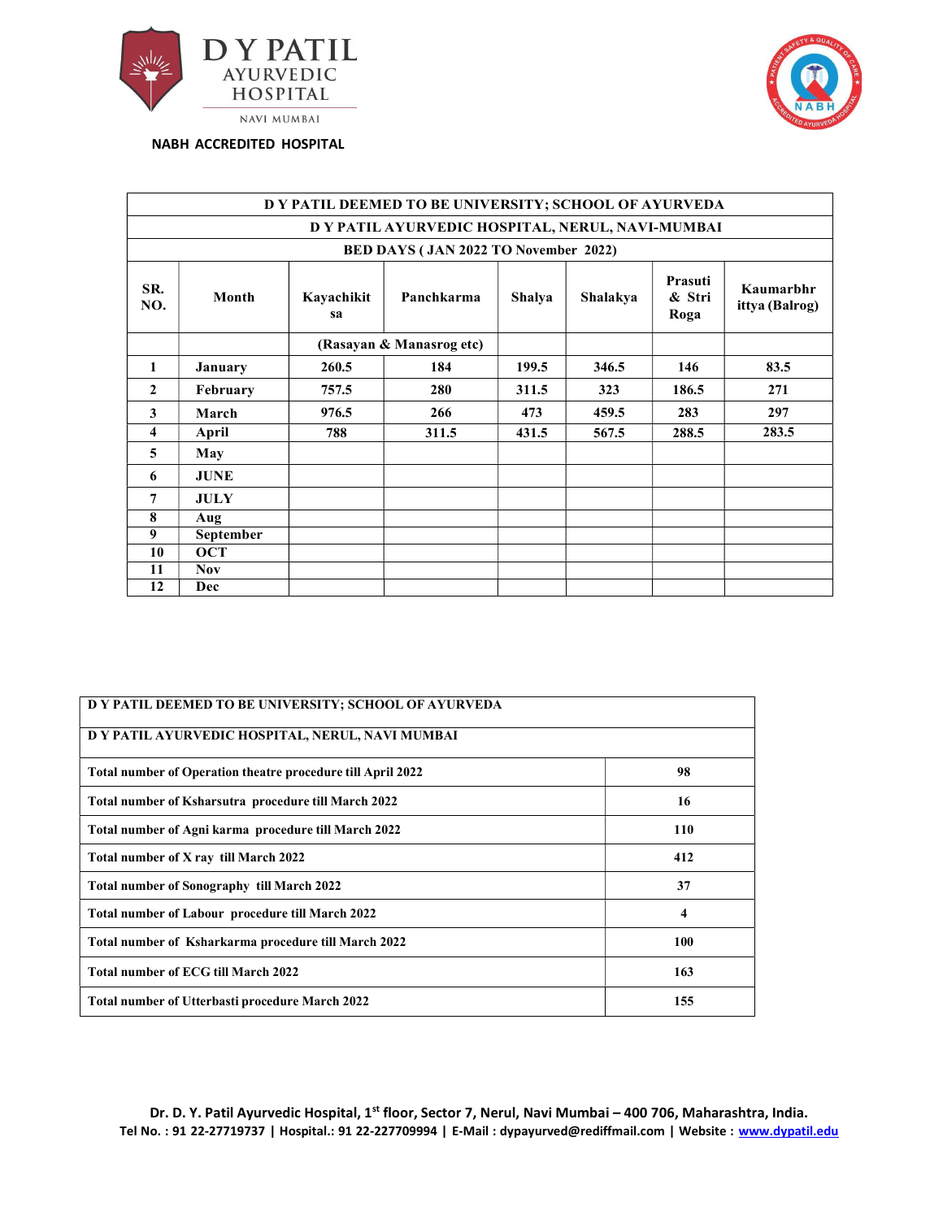D Y PATIL AYURVEDIC HOSPITAL

NAVI MUMBAI

**NABH ACCREDITED HOSPITAL**

| D Y PATIL DEEMED TO BE UNIVERSITY; SCHOOL OF AYURVEDA | | | | | | | |
|---|---|---|---|---|---|---|---|
| D Y PATIL AYURVEDIC HOSPITAL, NERUL, NAVI-MUMBAI | | | | | | | |
| BED DAYS ( JAN 2022 TO November 2022) | | | | | | | |
| SR. NO. | Month | Kayachikitsa | Panchkarma | Shalya | Shalakya | Prasuti & Stri Roga | Kaumarbhrittya (Balrog) |
| | | (Rasayan & Manasrog etc) | | | | | |
| 1 | January | 260.5 | 184 | 199.5 | 346.5 | 146 | 83.5 |
| 2 | February | 757.5 | 280 | 311.5 | 323 | 186.5 | 271 |
| 3 | March | 976.5 | 266 | 473 | 459.5 | 283 | 297 |
| 4 | April | 788 | 311.5 | 431.5 | 567.5 | 288.5 | 283.5 |
| 5 | May | | | | | | |
| 6 | JUNE | | | | | | |
| 7 | JULY | | | | | | |
| 8 | Aug | | | | | | |
| 9 | September | | | | | | |
| 10 | OCT | | | | | | |
| 11 | Nov | | | | | | |
| 12 | Dec | | | | | | |

| D Y PATIL DEEMED TO BE UNIVERSITY; SCHOOL OF AYURVEDA | |
|---|---|
| D Y PATIL AYURVEDIC HOSPITAL, NERUL, NAVI MUMBAI | |
| Total number of Operation theatre procedure till April 2022 | 98 |
| Total number of Ksharsutra procedure till March 2022 | 16 |
| Total number of Agni karma procedure till March 2022 | 110 |
| Total number of X ray till March 2022 | 412 |
| Total number of Sonography till March 2022 | 37 |
| Total number of Labour procedure till March 2022 | 4 |
| Total number of Ksharkarma procedure till March 2022 | 100 |
| Total number of ECG till March 2022 | 163 |
| Total number of Utterbasti procedure March 2022 | 155 |

**Dr. D. Y. Patil Ayurvedic Hospital, 1st floor, Sector 7, Nerul, Navi Mumbai – 400 706, Maharashtra, India.**
**Tel No. : 91 22-27719737 | Hospital.: 91 22-227709994 | E-Mail : dypayurved@rediffmail.com | Website : www.dypatil.edu**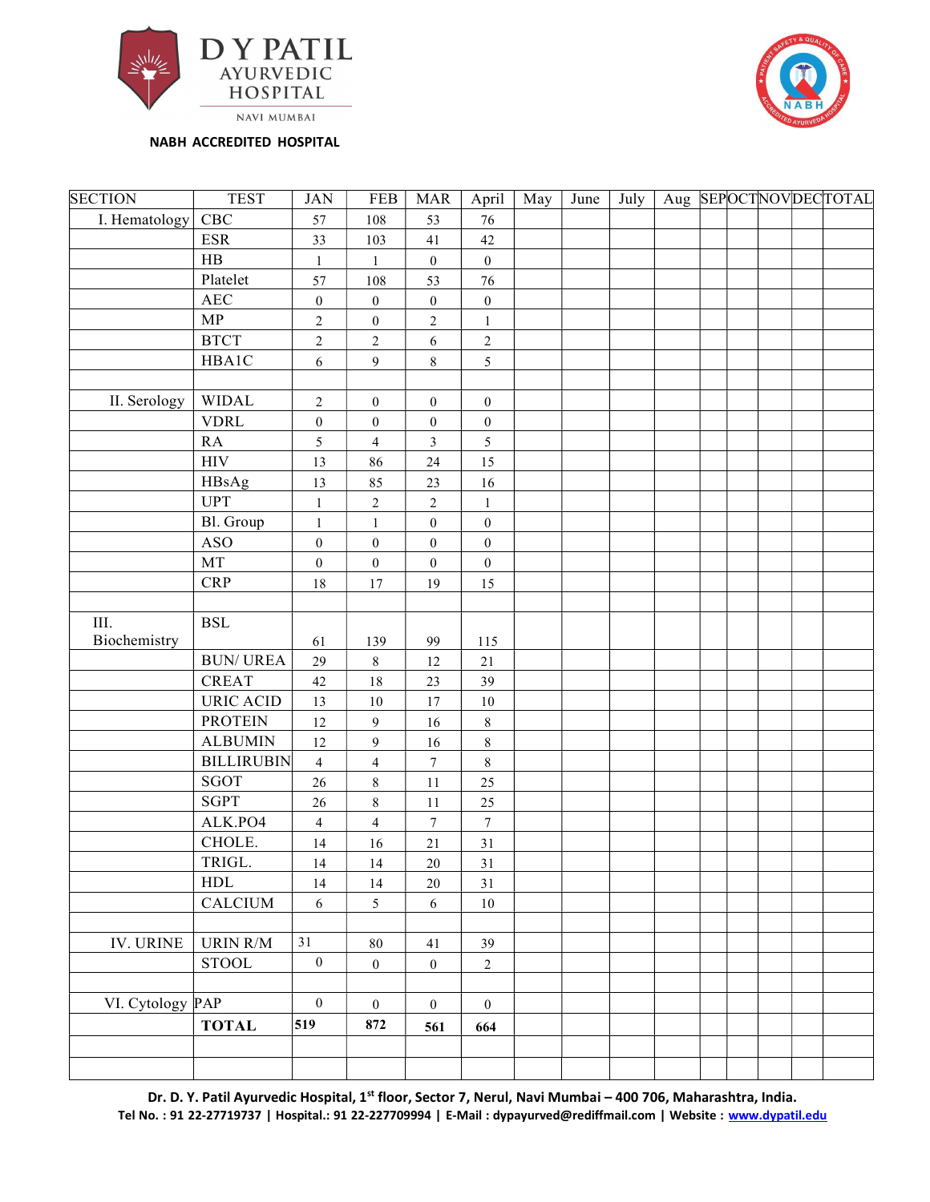D Y PATIL AYURVEDIC HOSPITAL

NAVI MUMBAI

**NABH ACCREDITED HOSPITAL**

| SECTION | TEST | JAN | FEB | MAR | April | May | June | July | Aug | SEP | OCT | NOV | DEC | TOTAL |
|---|---|---|---|---|---|---|---|---|---|---|---|---|---|---|
| I. Hematology | CBC | 57 | 108 | 53 | 76 | | | | | | | | | |
| | ESR | 33 | 103 | 41 | 42 | | | | | | | | | |
| | HB | 1 | 1 | 0 | 0 | | | | | | | | | |
| | Platelet | 57 | 108 | 53 | 76 | | | | | | | | | |
| | AEC | 0 | 0 | 0 | 0 | | | | | | | | | |
| | MP | 2 | 0 | 2 | 1 | | | | | | | | | |
| | BTCT | 2 | 2 | 6 | 2 | | | | | | | | | |
| | HBA1C | 6 | 9 | 8 | 5 | | | | | | | | | |
| | | | | | | | | | | | | | | |
| II. Serology | WIDAL | 2 | 0 | 0 | 0 | | | | | | | | | |
| | VDRL | 0 | 0 | 0 | 0 | | | | | | | | | |
| | RA | 5 | 4 | 3 | 5 | | | | | | | | | |
| | HIV | 13 | 86 | 24 | 15 | | | | | | | | | |
| | HBsAg | 13 | 85 | 23 | 16 | | | | | | | | | |
| | UPT | 1 | 2 | 2 | 1 | | | | | | | | | |
| | Bl. Group | 1 | 1 | 0 | 0 | | | | | | | | | |
| | ASO | 0 | 0 | 0 | 0 | | | | | | | | | |
| | MT | 0 | 0 | 0 | 0 | | | | | | | | | |
| | CRP | 18 | 17 | 19 | 15 | | | | | | | | | |
| | | | | | | | | | | | | | | |
| III. Biochemistry | BSL | 61 | 139 | 99 | 115 | | | | | | | | | |
| | BUN/ UREA | 29 | 8 | 12 | 21 | | | | | | | | | |
| | CREAT | 42 | 18 | 23 | 39 | | | | | | | | | |
| | URIC ACID | 13 | 10 | 17 | 10 | | | | | | | | | |
| | PROTEIN | 12 | 9 | 16 | 8 | | | | | | | | | |
| | ALBUMIN | 12 | 9 | 16 | 8 | | | | | | | | | |
| | BILLIRUBIN | 4 | 4 | 7 | 8 | | | | | | | | | |
| | SGOT | 26 | 8 | 11 | 25 | | | | | | | | | |
| | SGPT | 26 | 8 | 11 | 25 | | | | | | | | | |
| | ALK.PO4 | 4 | 4 | 7 | 7 | | | | | | | | | |
| | CHOLE. | 14 | 16 | 21 | 31 | | | | | | | | | |
| | TRIGL. | 14 | 14 | 20 | 31 | | | | | | | | | |
| | HDL | 14 | 14 | 20 | 31 | | | | | | | | | |
| | CALCIUM | 6 | 5 | 6 | 10 | | | | | | | | | |
| | | | | | | | | | | | | | | |
| IV. URINE | URIN R/M | 31 | 80 | 41 | 39 | | | | | | | | | |
| | STOOL | 0 | 0 | 0 | 2 | | | | | | | | | |
| | | | | | | | | | | | | | | |
| VI. Cytology | PAP | 0 | 0 | 0 | 0 | | | | | | | | | |
| | **TOTAL** | **519** | **872** | **561** | **664** | | | | | | | | | |
| | | | | | | | | | | | | | | |
| | | | | | | | | | | | | | | |

**Dr. D. Y. Patil Ayurvedic Hospital, 1st floor, Sector 7, Nerul, Navi Mumbai – 400 706, Maharashtra, India.**
**Tel No. : 91 22-27719737 | Hospital.: 91 22-227709994 | E-Mail : dypayurved@rediffmail.com | Website : www.dypatil.edu**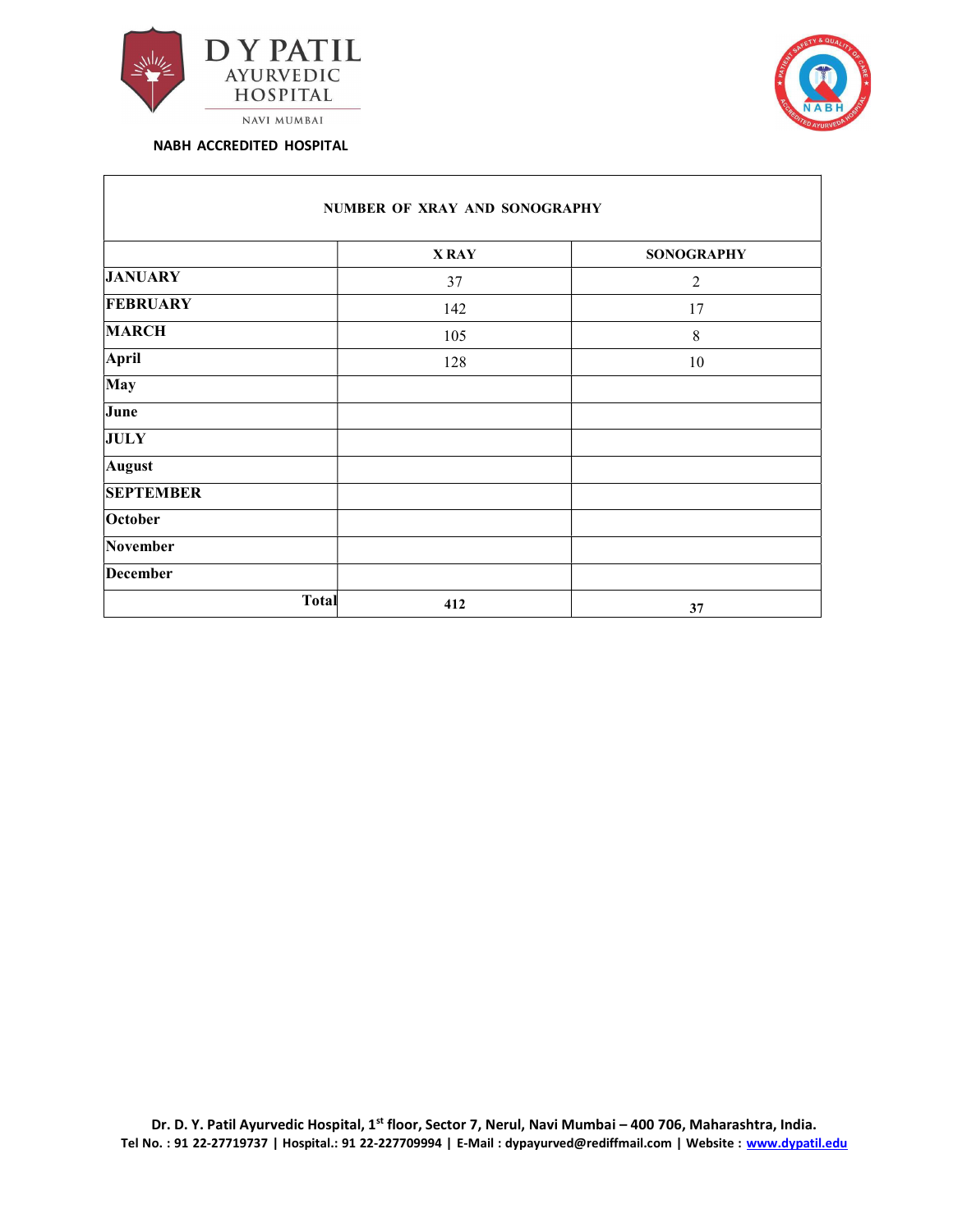D Y PATIL AYURVEDIC HOSPITAL

NAVI MUMBAI

**NABH ACCREDITED HOSPITAL**

| NUMBER OF XRAY AND SONOGRAPHY | | |
|---|---|---|
| | **X RAY** | **SONOGRAPHY** |
| **JANUARY** | 37 | 2 |
| **FEBRUARY** | 142 | 17 |
| **MARCH** | 105 | 8 |
| **April** | 128 | 10 |
| **May** | | |
| **June** | | |
| **JULY** | | |
| **August** | | |
| **SEPTEMBER** | | |
| **October** | | |
| **November** | | |
| **December** | | |
| **Total** | **412** | **37** |

**Dr. D. Y. Patil Ayurvedic Hospital, 1st floor, Sector 7, Nerul, Navi Mumbai – 400 706, Maharashtra, India.**
**Tel No. : 91 22-27719737 | Hospital.: 91 22-227709994 | E-Mail : dypayurved@rediffmail.com | Website : www.dypatil.edu**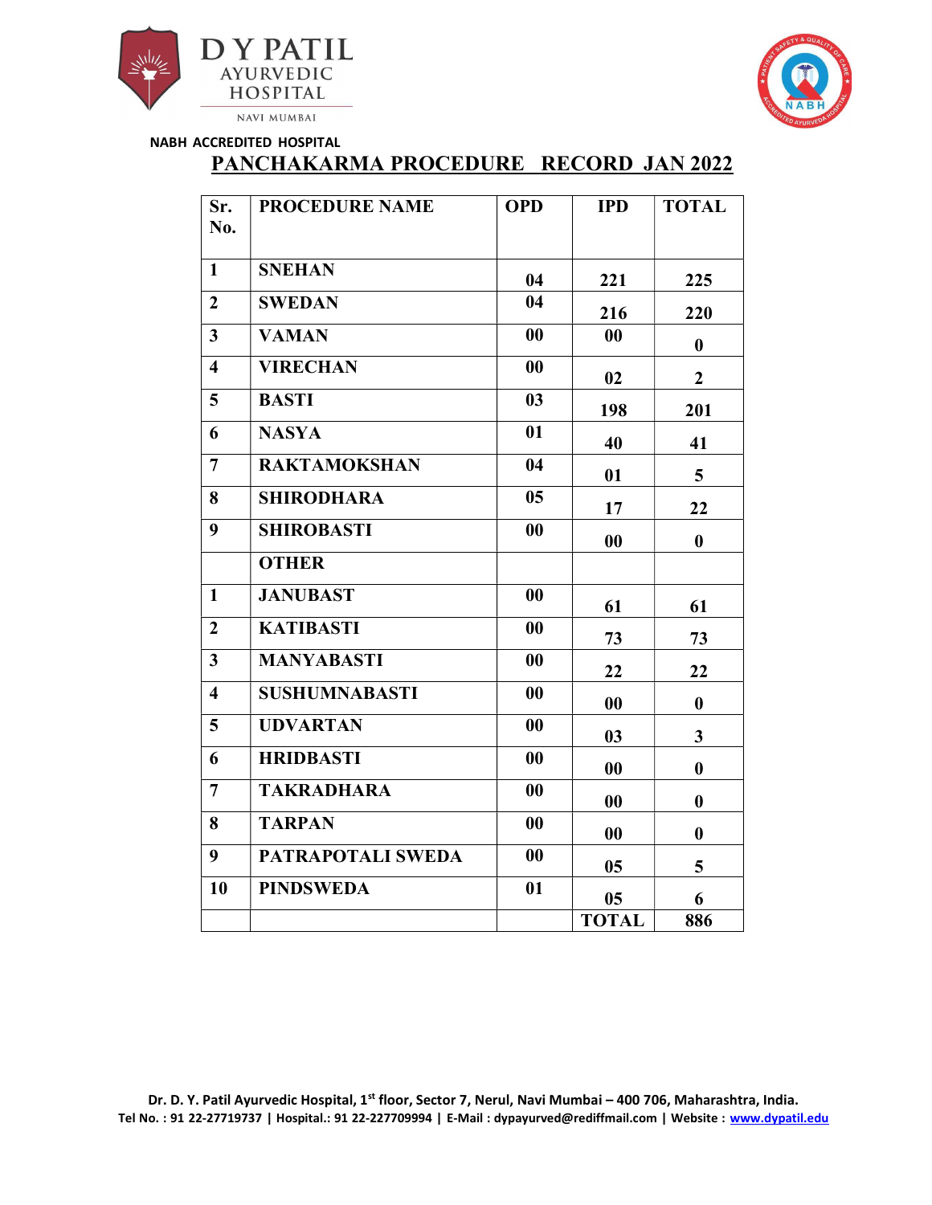D Y PATIL AYURVEDIC HOSPITAL

NAVI MUMBAI

NABH ACCREDITED HOSPITAL

# PANCHAKARMA PROCEDURE RECORD JAN 2022

| Sr. No. | PROCEDURE NAME | OPD | IPD | TOTAL |
|---|---|---|---|---|
| 1 | SNEHAN | 04 | 221 | 225 |
| 2 | SWEDAN | 04 | 216 | 220 |
| 3 | VAMAN | 00 | 00 | 0 |
| 4 | VIRECHAN | 00 | 02 | 2 |
| 5 | BASTI | 03 | 198 | 201 |
| 6 | NASYA | 01 | 40 | 41 |
| 7 | RAKTAMOKSHAN | 04 | 01 | 5 |
| 8 | SHIRODHARA | 05 | 17 | 22 |
| 9 | SHIROBASTI | 00 | 00 | 0 |
| | OTHER | | | |
| 1 | JANUBAST | 00 | 61 | 61 |
| 2 | KATIBASTI | 00 | 73 | 73 |
| 3 | MANYABASTI | 00 | 22 | 22 |
| 4 | SUSHUMNABASTI | 00 | 00 | 0 |
| 5 | UDVARTAN | 00 | 03 | 3 |
| 6 | HRIDBASTI | 00 | 00 | 0 |
| 7 | TAKRADHARA | 00 | 00 | 0 |
| 8 | TARPAN | 00 | 00 | 0 |
| 9 | PATRAPOTALI SWEDA | 00 | 05 | 5 |
| 10 | PINDSWEDA | 01 | 05 | 6 |
| | | | TOTAL | 886 |

Dr. D. Y. Patil Ayurvedic Hospital, 1st floor, Sector 7, Nerul, Navi Mumbai – 400 706, Maharashtra, India.
Tel No. : 91 22-27719737 | Hospital.: 91 22-227709994 | E-Mail : dypayurved@rediffmail.com | Website : www.dypatil.edu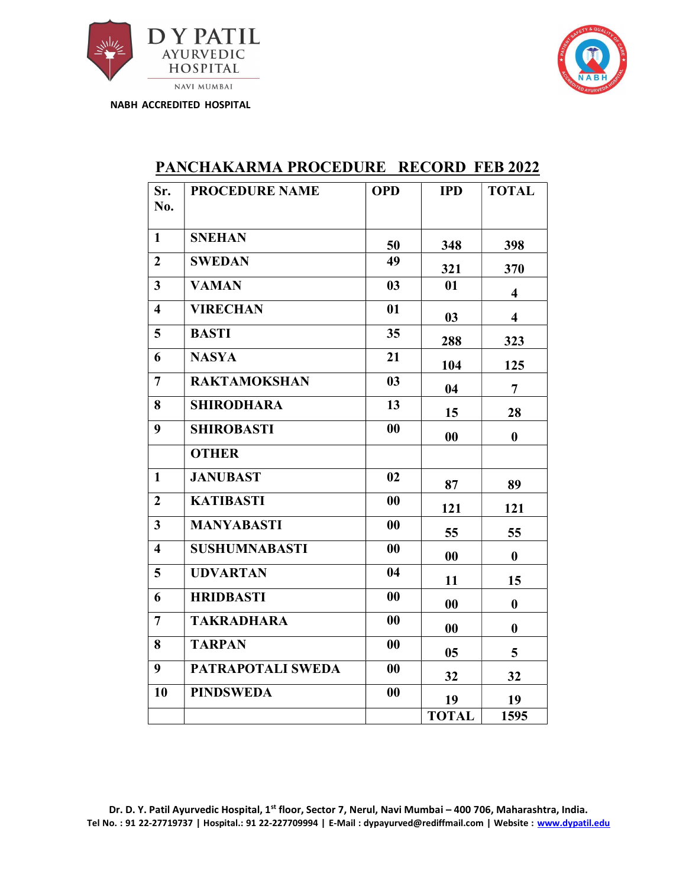D Y PATIL AYURVEDIC HOSPITAL

NAVI MUMBAI

NABH ACCREDITED HOSPITAL

## PANCHAKARMA PROCEDURE RECORD FEB 2022

| Sr. No. | PROCEDURE NAME | OPD | IPD | TOTAL |
|---|---|---|---|---|
| 1 | SNEHAN | 50 | 348 | 398 |
| 2 | SWEDAN | 49 | 321 | 370 |
| 3 | VAMAN | 03 | 01 | 4 |
| 4 | VIRECHAN | 01 | 03 | 4 |
| 5 | BASTI | 35 | 288 | 323 |
| 6 | NASYA | 21 | 104 | 125 |
| 7 | RAKTAMOKSHAN | 03 | 04 | 7 |
| 8 | SHIRODHARA | 13 | 15 | 28 |
| 9 | SHIROBASTI | 00 | 00 | 0 |
| | OTHER | | | |
| 1 | JANUBAST | 02 | 87 | 89 |
| 2 | KATIBASTI | 00 | 121 | 121 |
| 3 | MANYABASTI | 00 | 55 | 55 |
| 4 | SUSHUMNABASTI | 00 | 00 | 0 |
| 5 | UDVARTAN | 04 | 11 | 15 |
| 6 | HRIDBASTI | 00 | 00 | 0 |
| 7 | TAKRADHARA | 00 | 00 | 0 |
| 8 | TARPAN | 00 | 05 | 5 |
| 9 | PATRAPOTALI SWEDA | 00 | 32 | 32 |
| 10 | PINDSWEDA | 00 | 19 | 19 |
| | | | TOTAL | 1595 |

Dr. D. Y. Patil Ayurvedic Hospital, 1st floor, Sector 7, Nerul, Navi Mumbai – 400 706, Maharashtra, India.
Tel No. : 91 22-27719737 | Hospital.: 91 22-227709994 | E-Mail : dypayurved@rediffmail.com | Website : www.dypatil.edu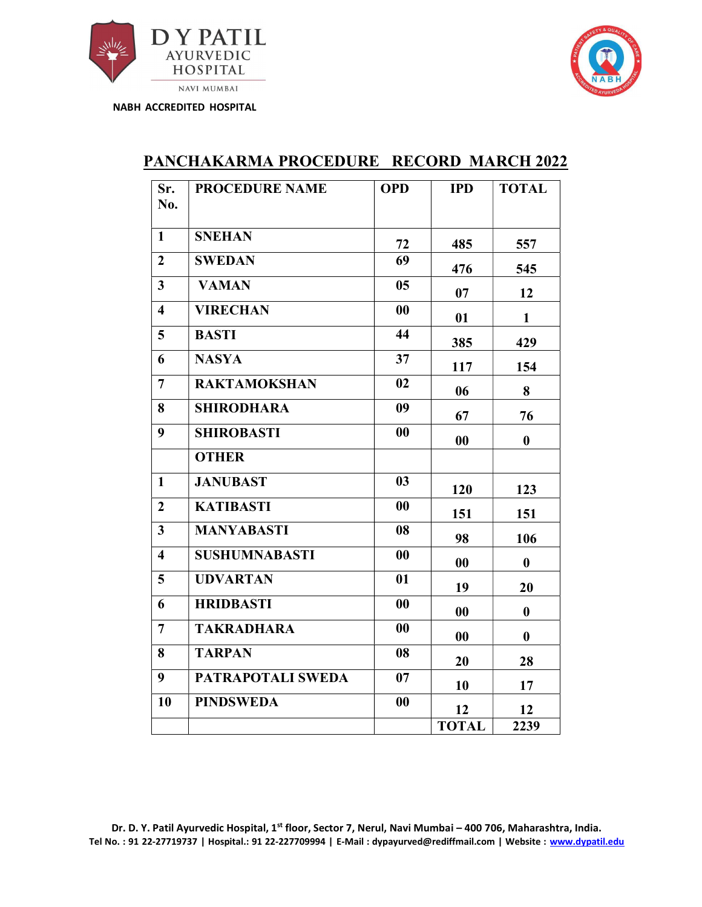D Y PATIL AYURVEDIC HOSPITAL
NAVI MUMBAI

NABH ACCREDITED HOSPITAL

## PANCHAKARMA PROCEDURE RECORD MARCH 2022

| Sr. No. | PROCEDURE NAME | OPD | IPD | TOTAL |
|---|---|---|---|---|
| 1 | SNEHAN | 72 | 485 | 557 |
| 2 | SWEDAN | 69 | 476 | 545 |
| 3 | VAMAN | 05 | 07 | 12 |
| 4 | VIRECHAN | 00 | 01 | 1 |
| 5 | BASTI | 44 | 385 | 429 |
| 6 | NASYA | 37 | 117 | 154 |
| 7 | RAKTAMOKSHAN | 02 | 06 | 8 |
| 8 | SHIRODHARA | 09 | 67 | 76 |
| 9 | SHIROBASTI | 00 | 00 | 0 |
| | OTHER | | | |
| 1 | JANUBAST | 03 | 120 | 123 |
| 2 | KATIBASTI | 00 | 151 | 151 |
| 3 | MANYABASTI | 08 | 98 | 106 |
| 4 | SUSHUMNABASTI | 00 | 00 | 0 |
| 5 | UDVARTAN | 01 | 19 | 20 |
| 6 | HRIDBASTI | 00 | 00 | 0 |
| 7 | TAKRADHARA | 00 | 00 | 0 |
| 8 | TARPAN | 08 | 20 | 28 |
| 9 | PATRAPOTALI SWEDA | 07 | 10 | 17 |
| 10 | PINDSWEDA | 00 | 12 | 12 |
| | | | TOTAL | 2239 |

Dr. D. Y. Patil Ayurvedic Hospital, 1st floor, Sector 7, Nerul, Navi Mumbai – 400 706, Maharashtra, India.
Tel No. : 91 22-27719737 | Hospital.: 91 22-227709994 | E-Mail : dypayurved@rediffmail.com | Website : www.dypatil.edu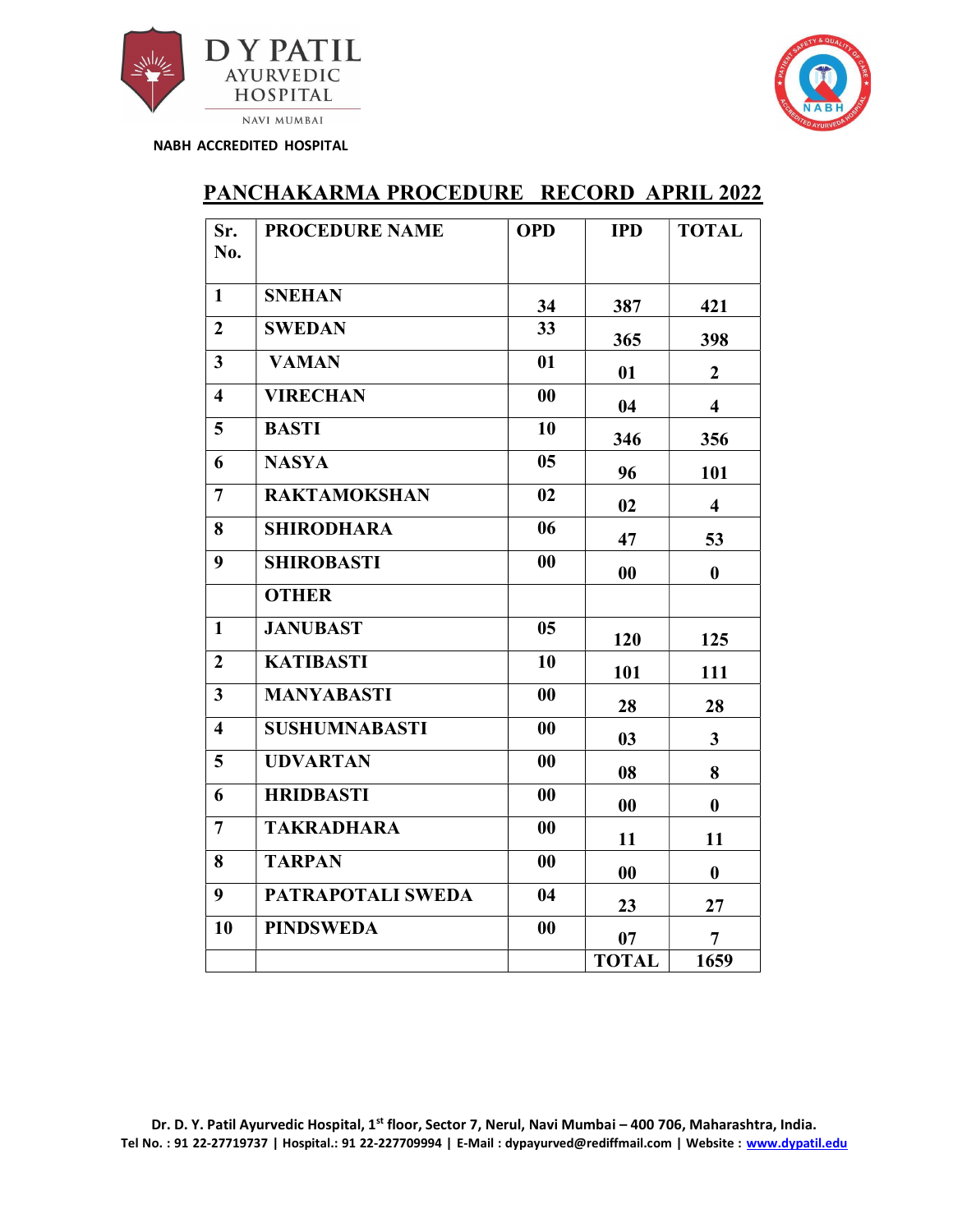D Y PATIL AYURVEDIC HOSPITAL
NAVI MUMBAI

NABH ACCREDITED HOSPITAL

## PANCHAKARMA PROCEDURE RECORD APRIL 2022

| Sr. No. | PROCEDURE NAME | OPD | IPD | TOTAL |
|---|---|---|---|---|
| 1 | SNEHAN | 34 | 387 | 421 |
| 2 | SWEDAN | 33 | 365 | 398 |
| 3 | VAMAN | 01 | 01 | 2 |
| 4 | VIRECHAN | 00 | 04 | 4 |
| 5 | BASTI | 10 | 346 | 356 |
| 6 | NASYA | 05 | 96 | 101 |
| 7 | RAKTAMOKSHAN | 02 | 02 | 4 |
| 8 | SHIRODHARA | 06 | 47 | 53 |
| 9 | SHIROBASTI | 00 | 00 | 0 |
| | OTHER | | | |
| 1 | JANUBAST | 05 | 120 | 125 |
| 2 | KATIBASTI | 10 | 101 | 111 |
| 3 | MANYABASTI | 00 | 28 | 28 |
| 4 | SUSHUMNABASTI | 00 | 03 | 3 |
| 5 | UDVARTAN | 00 | 08 | 8 |
| 6 | HRIDBASTI | 00 | 00 | 0 |
| 7 | TAKRADHARA | 00 | 11 | 11 |
| 8 | TARPAN | 00 | 00 | 0 |
| 9 | PATRAPOTALI SWEDA | 04 | 23 | 27 |
| 10 | PINDSWEDA | 00 | 07 | 7 |
| | | | TOTAL | 1659 |

Dr. D. Y. Patil Ayurvedic Hospital, 1st floor, Sector 7, Nerul, Navi Mumbai – 400 706, Maharashtra, India.
Tel No. : 91 22-27719737 | Hospital.: 91 22-227709994 | E-Mail : dypayurved@rediffmail.com | Website : www.dypatil.edu